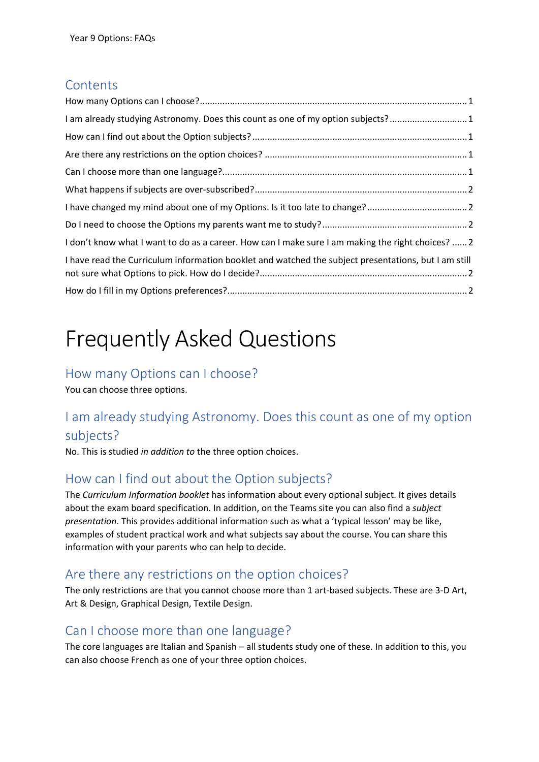Year 9 Options: FAQs

## Contents

How many Options can I choose?...................................................................................................1

I am already studying Astronomy. Does this count as one of my option subjects?..............................1

How can I find out about the Option subjects?.....................................................................................1

Are there any restrictions on the option choices? ................................................................................1

Can I choose more than one language?................................................................................................1

What happens if subjects are over-subscribed?....................................................................................2

I have changed my mind about one of my Options. Is it too late to change?.......................................2

Do I need to choose the Options my parents want me to study?.........................................................2

I don't know what I want to do as a career. How can I make sure I am making the right choices? ......2

I have read the Curriculum information booklet and watched the subject presentations, but I am still not sure what Options to pick. How do I decide?..................................................................................2

How do I fill in my Options preferences?...............................................................................................2

# Frequently Asked Questions

## How many Options can I choose?

You can choose three options.

## I am already studying Astronomy. Does this count as one of my option subjects?

No. This is studied *in addition to* the three option choices.

## How can I find out about the Option subjects?

The *Curriculum Information booklet* has information about every optional subject. It gives details about the exam board specification. In addition, on the Teams site you can also find a *subject presentation*. This provides additional information such as what a 'typical lesson' may be like, examples of student practical work and what subjects say about the course. You can share this information with your parents who can help to decide.

## Are there any restrictions on the option choices?

The only restrictions are that you cannot choose more than 1 art-based subjects. These are 3-D Art, Art & Design, Graphical Design, Textile Design.

## Can I choose more than one language?

The core languages are Italian and Spanish – all students study one of these. In addition to this, you can also choose French as one of your three option choices.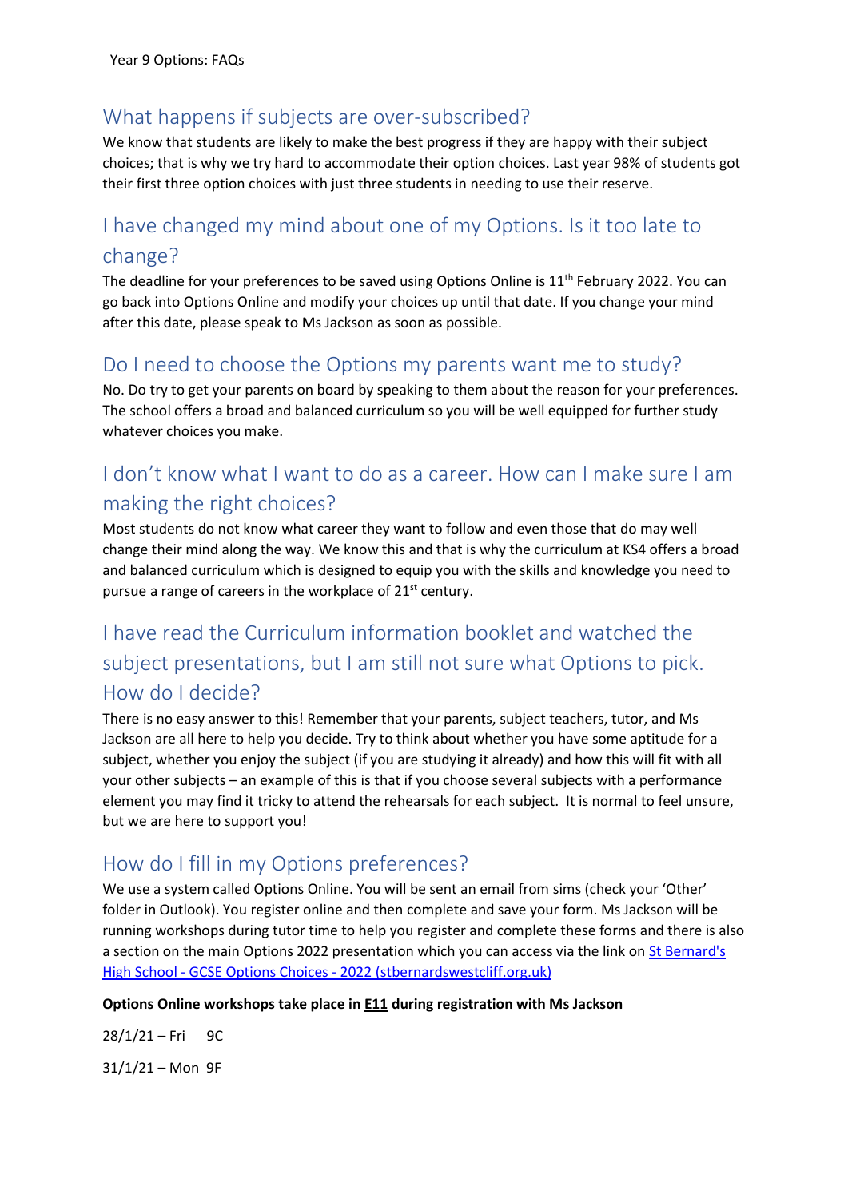Year 9 Options: FAQs

## What happens if subjects are over-subscribed?

We know that students are likely to make the best progress if they are happy with their subject choices; that is why we try hard to accommodate their option choices. Last year 98% of students got their first three option choices with just three students in needing to use their reserve.

## I have changed my mind about one of my Options. Is it too late to change?

The deadline for your preferences to be saved using Options Online is 11th February 2022. You can go back into Options Online and modify your choices up until that date. If you change your mind after this date, please speak to Ms Jackson as soon as possible.

## Do I need to choose the Options my parents want me to study?

No. Do try to get your parents on board by speaking to them about the reason for your preferences. The school offers a broad and balanced curriculum so you will be well equipped for further study whatever choices you make.

## I don't know what I want to do as a career. How can I make sure I am making the right choices?

Most students do not know what career they want to follow and even those that do may well change their mind along the way. We know this and that is why the curriculum at KS4 offers a broad and balanced curriculum which is designed to equip you with the skills and knowledge you need to pursue a range of careers in the workplace of 21st century.

## I have read the Curriculum information booklet and watched the subject presentations, but I am still not sure what Options to pick. How do I decide?

There is no easy answer to this! Remember that your parents, subject teachers, tutor, and Ms Jackson are all here to help you decide. Try to think about whether you have some aptitude for a subject, whether you enjoy the subject (if you are studying it already) and how this will fit with all your other subjects – an example of this is that if you choose several subjects with a performance element you may find it tricky to attend the rehearsals for each subject. It is normal to feel unsure, but we are here to support you!

## How do I fill in my Options preferences?

We use a system called Options Online. You will be sent an email from sims (check your 'Other' folder in Outlook). You register online and then complete and save your form. Ms Jackson will be running workshops during tutor time to help you register and complete these forms and there is also a section on the main Options 2022 presentation which you can access via the link on [St Bernard's High School - GCSE Options Choices - 2022 (stbernardswestcliff.org.uk)](stbernardswestcliff.org.uk)

**Options Online workshops take place in E11 during registration with Ms Jackson**

28/1/21 – Fri 9C

31/1/21 – Mon 9F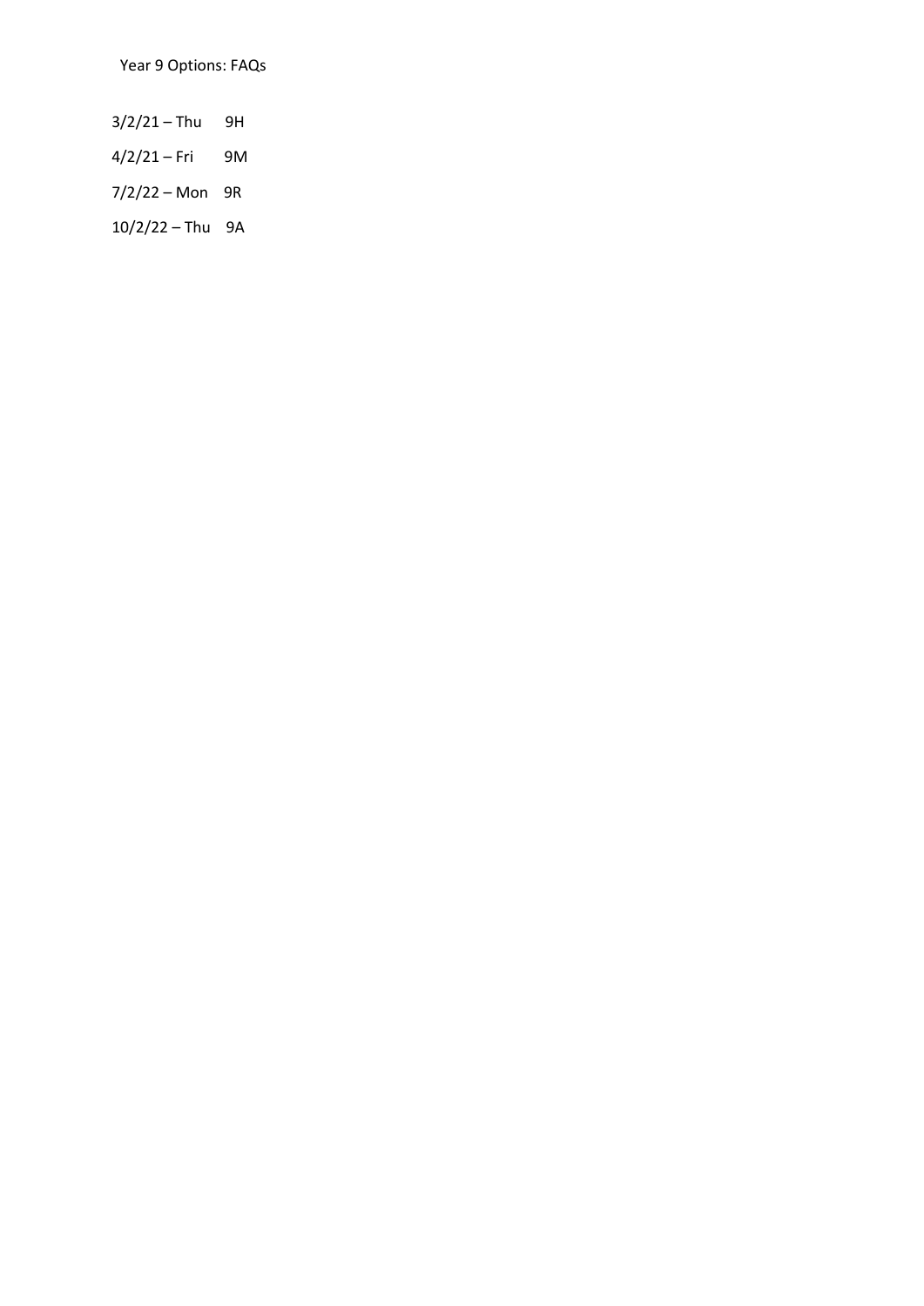Year 9 Options: FAQs

3/2/21 – Thu 9H

4/2/21 – Fri 9M

7/2/22 – Mon 9R

10/2/22 – Thu 9A